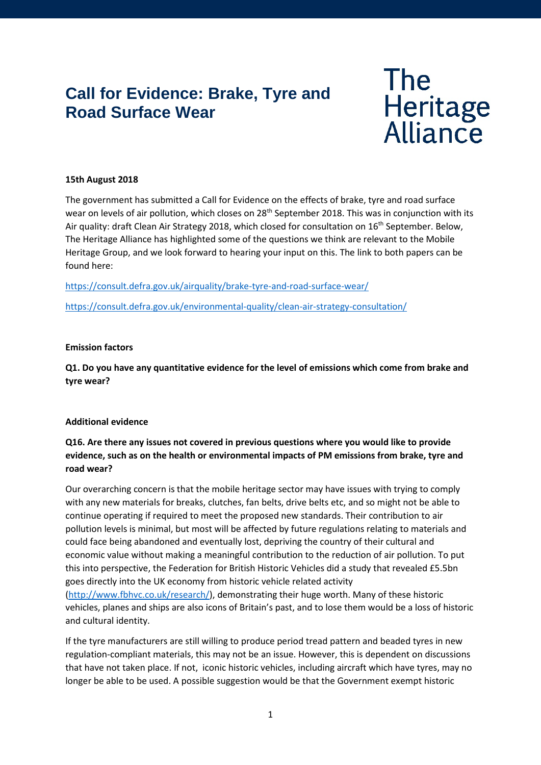# Call for Evidence: Brake, Tyre and Road Surface Wear

The Heritage Alliance

**15th August 2018**

The government has submitted a Call for Evidence on the effects of brake, tyre and road surface wear on levels of air pollution, which closes on 28th September 2018. This was in conjunction with its Air quality: draft Clean Air Strategy 2018, which closed for consultation on 16th September. Below, The Heritage Alliance has highlighted some of the questions we think are relevant to the Mobile Heritage Group, and we look forward to hearing your input on this. The link to both papers can be found here:

https://consult.defra.gov.uk/airquality/brake-tyre-and-road-surface-wear/

https://consult.defra.gov.uk/environmental-quality/clean-air-strategy-consultation/

**Emission factors**

**Q1. Do you have any quantitative evidence for the level of emissions which come from brake and tyre wear?**

**Additional evidence**

**Q16. Are there any issues not covered in previous questions where you would like to provide evidence, such as on the health or environmental impacts of PM emissions from brake, tyre and road wear?**

Our overarching concern is that the mobile heritage sector may have issues with trying to comply with any new materials for breaks, clutches, fan belts, drive belts etc, and so might not be able to continue operating if required to meet the proposed new standards. Their contribution to air pollution levels is minimal, but most will be affected by future regulations relating to materials and could face being abandoned and eventually lost, depriving the country of their cultural and economic value without making a meaningful contribution to the reduction of air pollution. To put this into perspective, the Federation for British Historic Vehicles did a study that revealed £5.5bn goes directly into the UK economy from historic vehicle related activity (http://www.fbhvc.co.uk/research/), demonstrating their huge worth. Many of these historic vehicles, planes and ships are also icons of Britain's past, and to lose them would be a loss of historic and cultural identity.

If the tyre manufacturers are still willing to produce period tread pattern and beaded tyres in new regulation-compliant materials, this may not be an issue. However, this is dependent on discussions that have not taken place. If not, iconic historic vehicles, including aircraft which have tyres, may no longer be able to be used. A possible suggestion would be that the Government exempt historic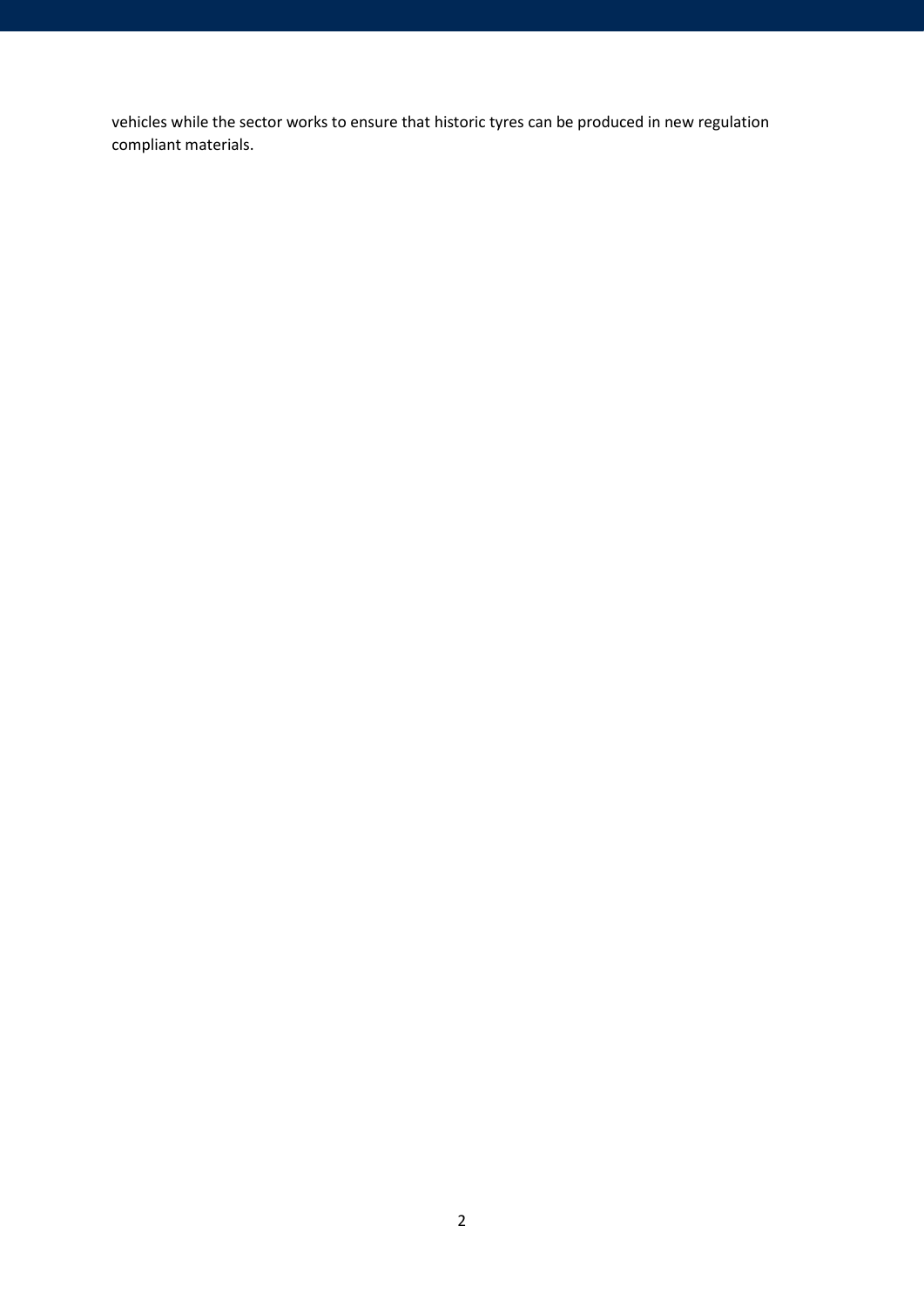vehicles while the sector works to ensure that historic tyres can be produced in new regulation compliant materials.